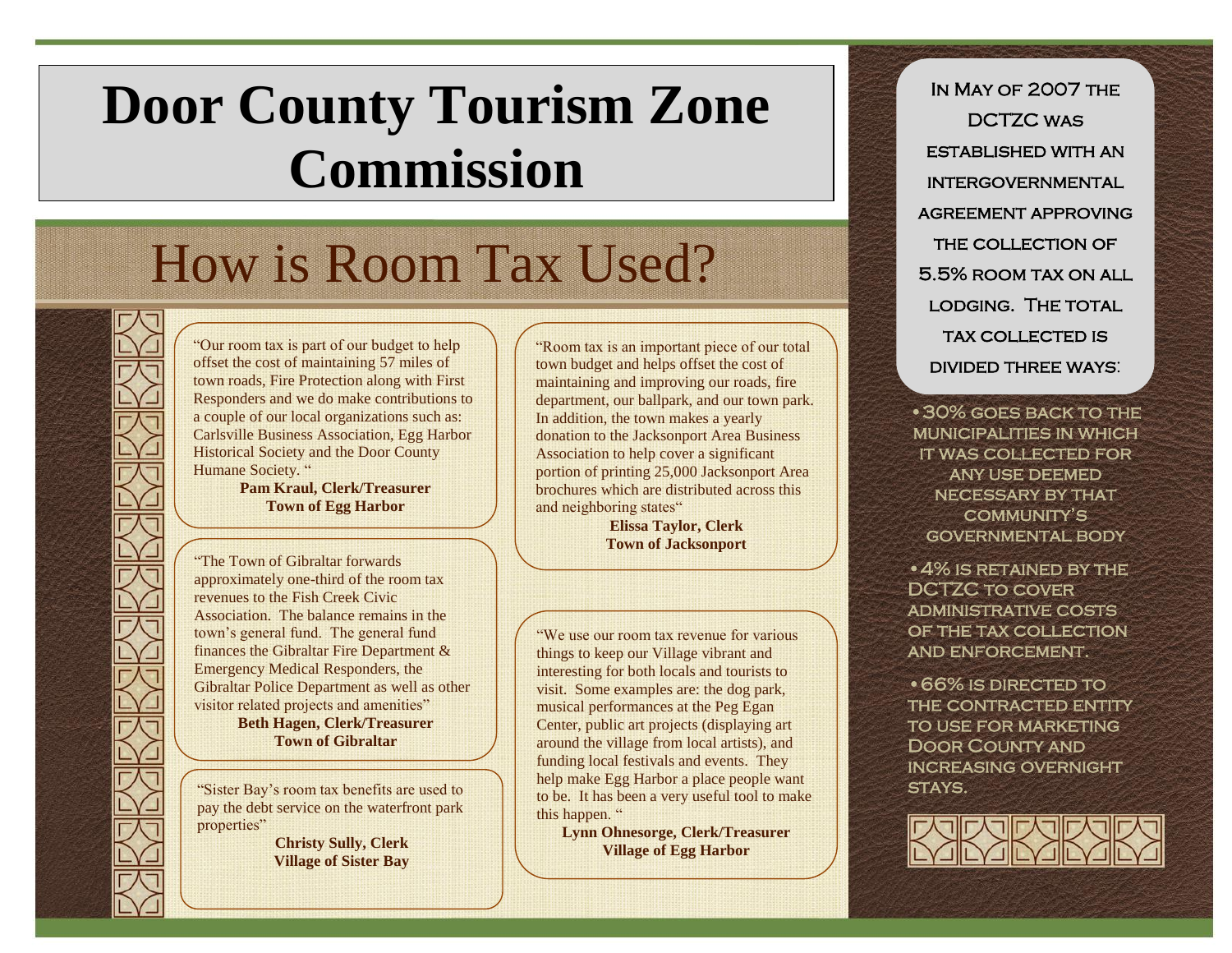# Door County Tourism Zone Commission

## How is Room Tax Used?

"Our room tax is part of our budget to help offset the cost of maintaining 57 miles of town roads, Fire Protection along with First Responders and we do make contributions to a couple of our local organizations such as: Carlsville Business Association, Egg Harbor Historical Society and the Door County Humane Society. "

**Pam Kraul, Clerk/Treasurer**
**Town of Egg Harbor**

"The Town of Gibraltar forwards approximately one-third of the room tax revenues to the Fish Creek Civic Association. The balance remains in the town's general fund. The general fund finances the Gibraltar Fire Department & Emergency Medical Responders, the Gibraltar Police Department as well as other visitor related projects and amenities"

**Beth Hagen, Clerk/Treasurer**
**Town of Gibraltar**

"Sister Bay's room tax benefits are used to pay the debt service on the waterfront park properties"

**Christy Sully, Clerk**
**Village of Sister Bay**

"Room tax is an important piece of our total town budget and helps offset the cost of maintaining and improving our roads, fire department, our ballpark, and our town park. In addition, the town makes a yearly donation to the Jacksonport Area Business Association to help cover a significant portion of printing 25,000 Jacksonport Area brochures which are distributed across this and neighboring states"

**Elissa Taylor, Clerk**
**Town of Jacksonport**

"We use our room tax revenue for various things to keep our Village vibrant and interesting for both locals and tourists to visit. Some examples are: the dog park, musical performances at the Peg Egan Center, public art projects (displaying art around the village from local artists), and funding local festivals and events. They help make Egg Harbor a place people want to be. It has been a very useful tool to make this happen. "

**Lynn Ohnesorge, Clerk/Treasurer**
**Village of Egg Harbor**

In May of 2007 the DCTZC was established with an intergovernmental agreement approving the collection of 5.5% room tax on all lodging. The total tax collected is divided three ways:

- 30% goes back to the municipalities in which it was collected for any use deemed necessary by that community's governmental body
- 4% is retained by the DCTZC to cover administrative costs of the tax collection and enforcement.
- 66% is directed to the contracted entity to use for marketing Door County and increasing overnight stays.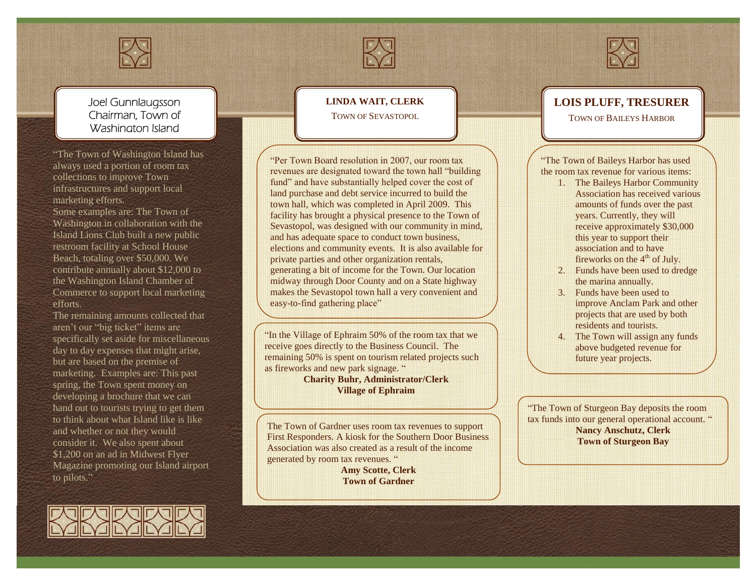## Joel Gunnlaugsson
## Chairman, Town of Washington Island

"The Town of Washington Island has always used a portion of room tax collections to improve Town infrastructures and support local marketing efforts.

Some examples are: The Town of Washington in collaboration with the Island Lions Club built a new public restroom facility at School House Beach, totaling over $50,000. We contribute annually about $12,000 to the Washington Island Chamber of Commerce to support local marketing efforts.

The remaining amounts collected that aren't our "big ticket" items are specifically set aside for miscellaneous day to day expenses that might arise, but are based on the premise of marketing. Examples are: This past spring, the Town spent money on developing a brochure that we can hand out to tourists trying to get them to think about what Island like is like and whether or not they would consider it. We also spent about $1,200 on an ad in Midwest Flyer Magazine promoting our Island airport to pilots."

## LINDA WAIT, CLERK
TOWN OF SEVASTOPOL

"Per Town Board resolution in 2007, our room tax revenues are designated toward the town hall "building fund" and have substantially helped cover the cost of land purchase and debt service incurred to build the town hall, which was completed in April 2009. This facility has brought a physical presence to the Town of Sevastopol, was designed with our community in mind, and has adequate space to conduct town business, elections and community events. It is also available for private parties and other organization rentals, generating a bit of income for the Town. Our location midway through Door County and on a State highway makes the Sevastopol town hall a very convenient and easy-to-find gathering place"

"In the Village of Ephraim 50% of the room tax that we receive goes directly to the Business Council. The remaining 50% is spent on tourism related projects such as fireworks and new park signage. "

**Charity Buhr, Administrator/Clerk**
**Village of Ephraim**

The Town of Gardner uses room tax revenues to support First Responders. A kiosk for the Southern Door Business Association was also created as a result of the income generated by room tax revenues. "

**Amy Scotte, Clerk**
**Town of Gardner**

## LOIS PLUFF, TRESURER
TOWN OF BAILEYS HARBOR

"The Town of Baileys Harbor has used the room tax revenue for various items:

1. The Baileys Harbor Community Association has received various amounts of funds over the past years. Currently, they will receive approximately $30,000 this year to support their association and to have fireworks on the 4th of July.
2. Funds have been used to dredge the marina annually.
3. Funds have been used to improve Anclam Park and other projects that are used by both residents and tourists.
4. The Town will assign any funds above budgeted revenue for future year projects.

"The Town of Sturgeon Bay deposits the room tax funds into our general operational account. "

**Nancy Anschutz, Clerk**
**Town of Sturgeon Bay**